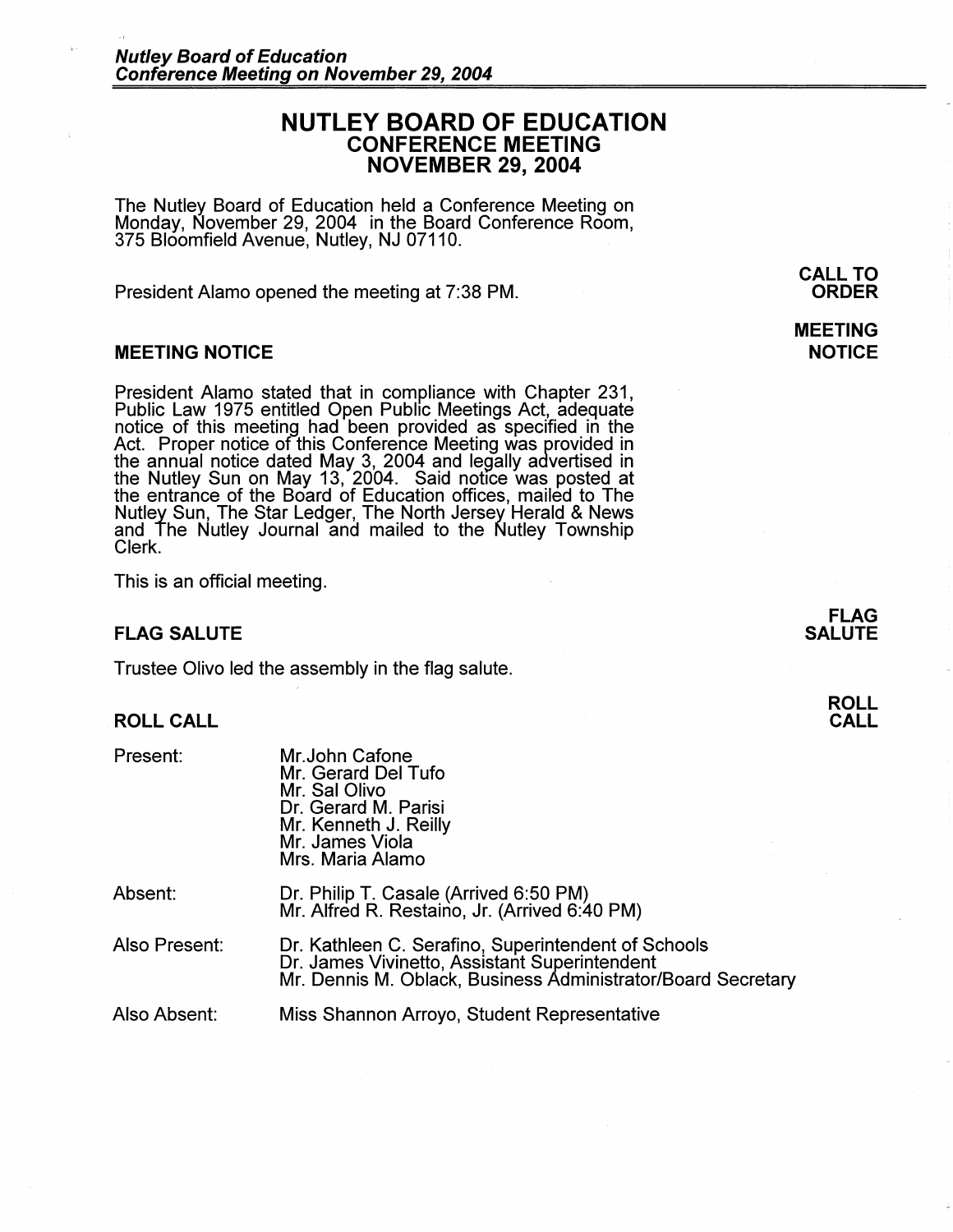# NUTLEY BOARD OF EDUCATION
## CONFERENCE MEETING
## NOVEMBER 29, 2004

The Nutley Board of Education held a Conference Meeting on Monday, November 29, 2004 in the Board Conference Room, 375 Bloomfield Avenue, Nutley, NJ 07110.

**CALL TO ORDER**

President Alamo opened the meeting at 7:38 PM.

### MEETING NOTICE

President Alamo stated that in compliance with Chapter 231, Public Law 1975 entitled Open Public Meetings Act, adequate notice of this meeting had been provided as specified in the Act. Proper notice of this Conference Meeting was provided in the annual notice dated May 3, 2004 and legally advertised in the Nutley Sun on May 13, 2004. Said notice was posted at the entrance of the Board of Education offices, mailed to The Nutley Sun, The Star Ledger, The North Jersey Herald & News and The Nutley Journal and mailed to the Nutley Township Clerk.

This is an official meeting.

### FLAG SALUTE

Trustee Olivo led the assembly in the flag salute.

### ROLL CALL

Present:
- Mr.John Cafone
- Mr. Gerard Del Tufo
- Mr. Sal Olivo
- Dr. Gerard M. Parisi
- Mr. Kenneth J. Reilly
- Mr. James Viola
- Mrs. Maria Alamo

Absent:
- Dr. Philip T. Casale (Arrived 6:50 PM)
- Mr. Alfred R. Restaino, Jr. (Arrived 6:40 PM)

Also Present:
- Dr. Kathleen C. Serafino, Superintendent of Schools
- Dr. James Vivinetto, Assistant Superintendent
- Mr. Dennis M. Oblack, Business Administrator/Board Secretary

Also Absent:
- Miss Shannon Arroyo, Student Representative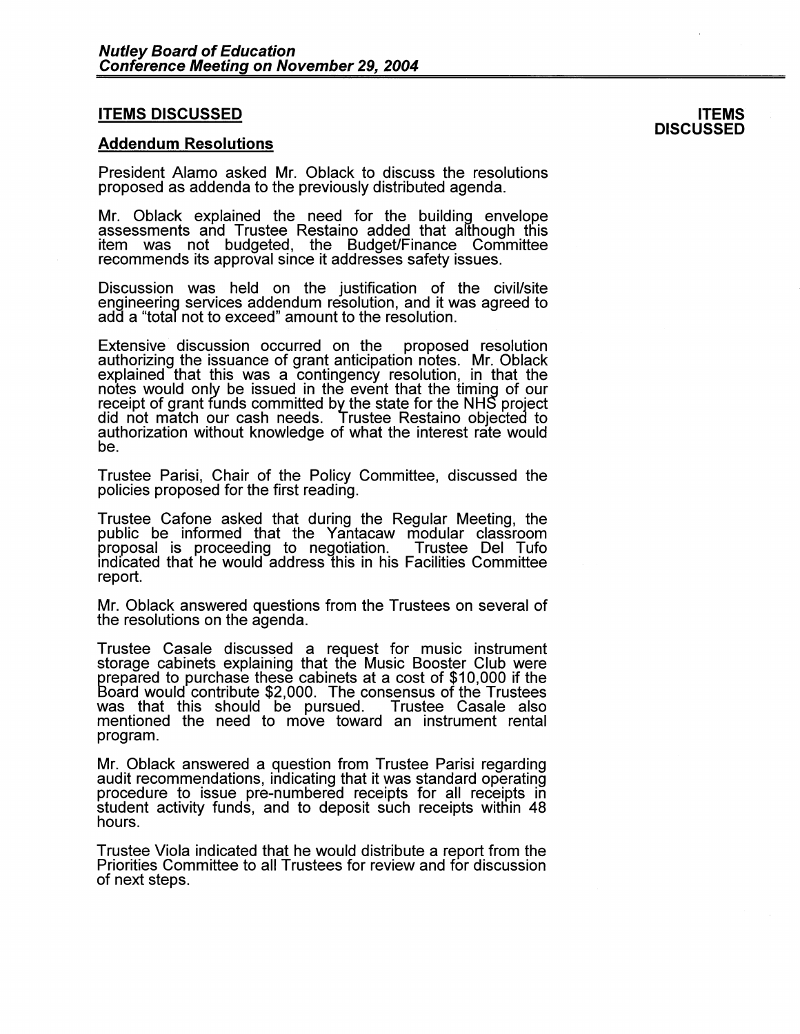## ITEMS DISCUSSED

**ITEMS DISCUSSED**

### Addendum Resolutions

President Alamo asked Mr. Oblack to discuss the resolutions proposed as addenda to the previously distributed agenda.

Mr. Oblack explained the need for the building envelope assessments and Trustee Restaino added that although this item was not budgeted, the Budget/Finance Committee recommends its approval since it addresses safety issues.

Discussion was held on the justification of the civil/site engineering services addendum resolution, and it was agreed to add a "total not to exceed" amount to the resolution.

Extensive discussion occurred on the proposed resolution authorizing the issuance of grant anticipation notes. Mr. Oblack explained that this was a contingency resolution, in that the notes would only be issued in the event that the timing of our receipt of grant funds committed by the state for the NHS project did not match our cash needs. Trustee Restaino objected to authorization without knowledge of what the interest rate would be.

Trustee Parisi, Chair of the Policy Committee, discussed the policies proposed for the first reading.

Trustee Cafone asked that during the Regular Meeting, the public be informed that the Yantacaw modular classroom proposal is proceeding to negotiation. Trustee Del Tufo indicated that he would address this in his Facilities Committee report.

Mr. Oblack answered questions from the Trustees on several of the resolutions on the agenda.

Trustee Casale discussed a request for music instrument storage cabinets explaining that the Music Booster Club were prepared to purchase these cabinets at a cost of $10,000 if the Board would contribute $2,000. The consensus of the Trustees was that this should be pursued. Trustee Casale also mentioned the need to move toward an instrument rental program.

Mr. Oblack answered a question from Trustee Parisi regarding audit recommendations, indicating that it was standard operating procedure to issue pre-numbered receipts for all receipts in student activity funds, and to deposit such receipts within 48 hours.

Trustee Viola indicated that he would distribute a report from the Priorities Committee to all Trustees for review and for discussion of next steps.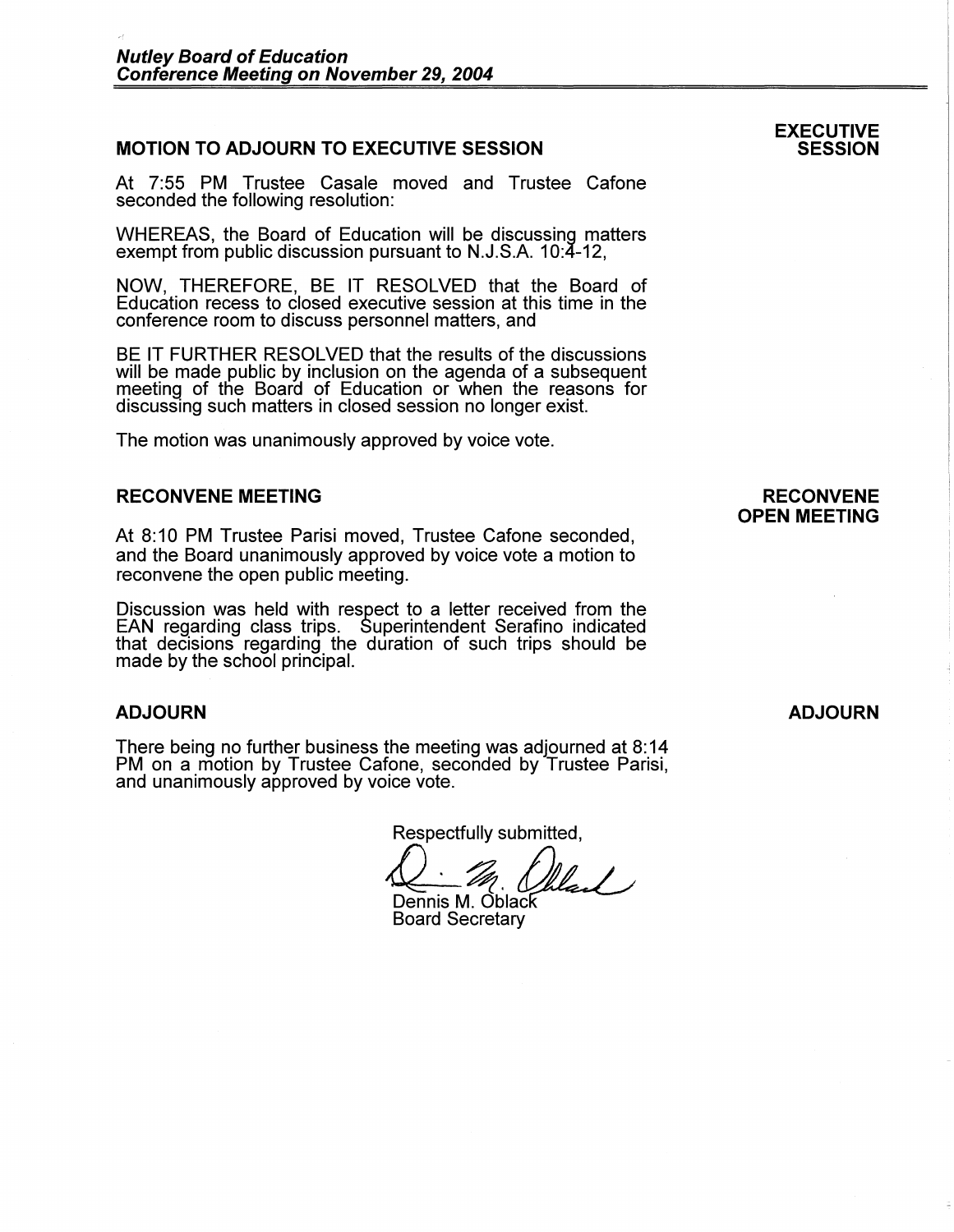## MOTION TO ADJOURN TO EXECUTIVE SESSION

**EXECUTIVE SESSION**

At 7:55 PM Trustee Casale moved and Trustee Cafone seconded the following resolution:

WHEREAS, the Board of Education will be discussing matters exempt from public discussion pursuant to N.J.S.A. 10:4-12,

NOW, THEREFORE, BE IT RESOLVED that the Board of Education recess to closed executive session at this time in the conference room to discuss personnel matters, and

BE IT FURTHER RESOLVED that the results of the discussions will be made public by inclusion on the agenda of a subsequent meeting of the Board of Education or when the reasons for discussing such matters in closed session no longer exist.

The motion was unanimously approved by voice vote.

## RECONVENE MEETING

**RECONVENE OPEN MEETING**

At 8:10 PM Trustee Parisi moved, Trustee Cafone seconded, and the Board unanimously approved by voice vote a motion to reconvene the open public meeting.

Discussion was held with respect to a letter received from the EAN regarding class trips. Superintendent Serafino indicated that decisions regarding the duration of such trips should be made by the school principal.

## ADJOURN

**ADJOURN**

There being no further business the meeting was adjourned at 8:14 PM on a motion by Trustee Cafone, seconded by Trustee Parisi, and unanimously approved by voice vote.

Respectfully submitted,

Dennis M. Oblack
Board Secretary